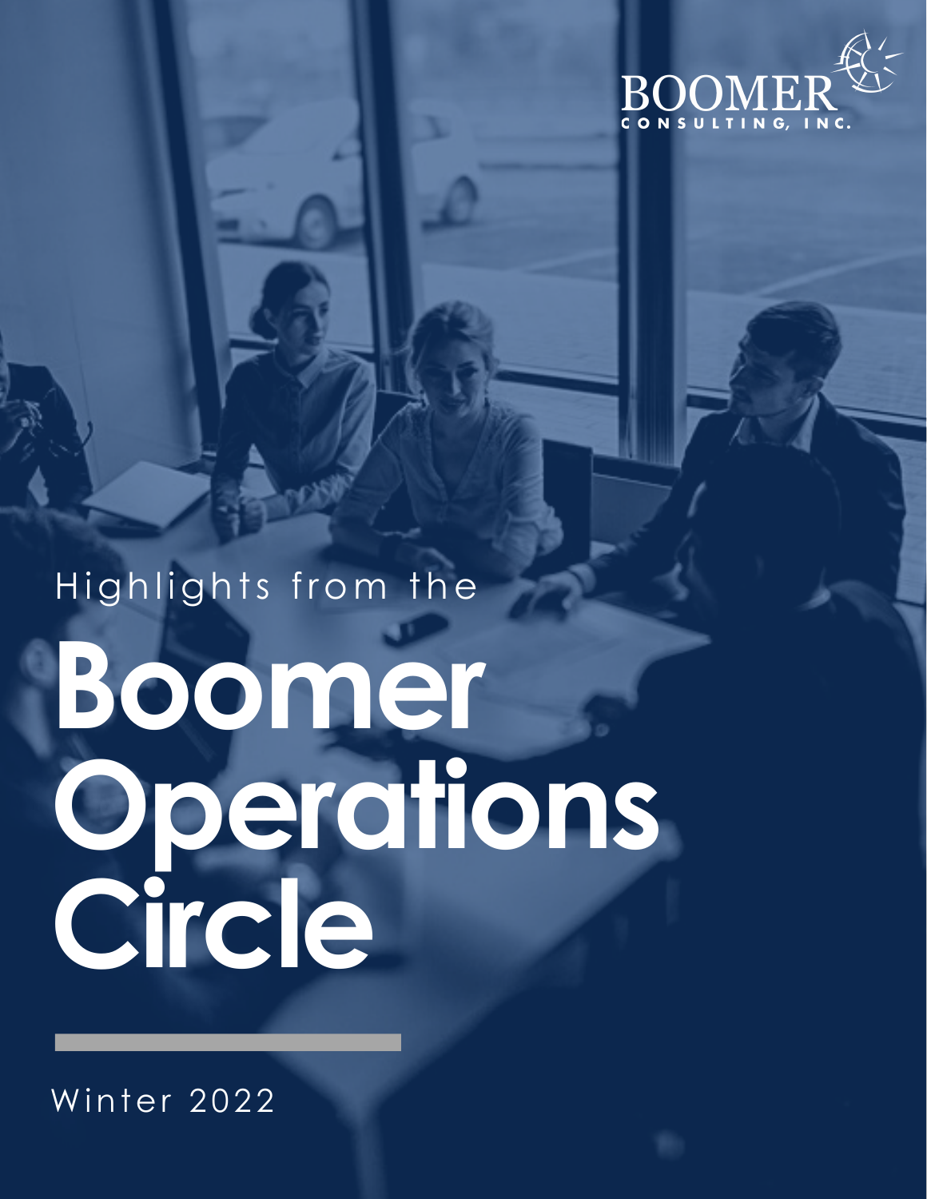BOOMER CONSULTING, INC.

Highlights from the

# Boomer Operations Circle

Winter 2022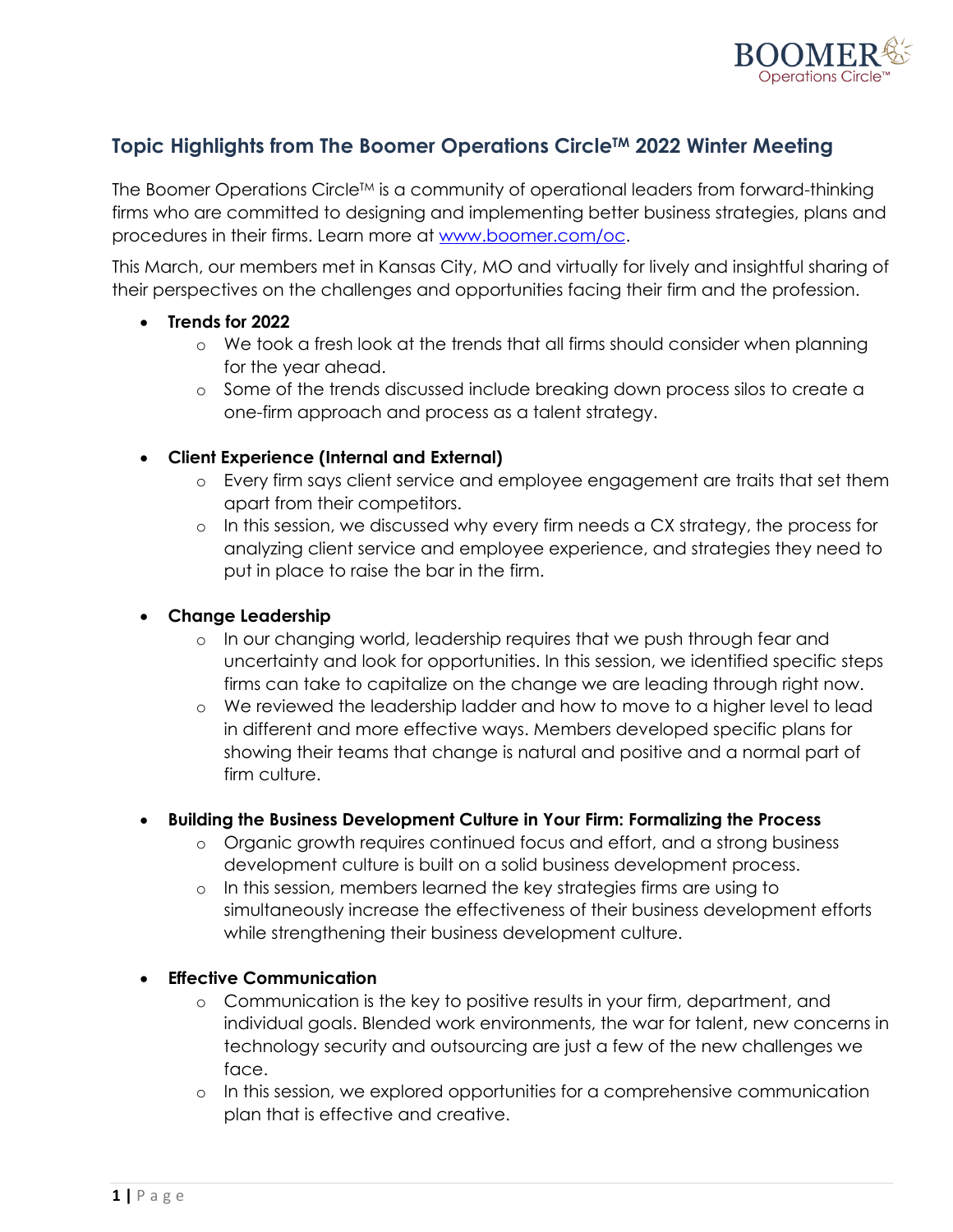## Topic Highlights from The Boomer Operations Circle™ 2022 Winter Meeting

The Boomer Operations Circle™ is a community of operational leaders from forward-thinking firms who are committed to designing and implementing better business strategies, plans and procedures in their firms. Learn more at [www.boomer.com/oc](www.boomer.com/oc).

This March, our members met in Kansas City, MO and virtually for lively and insightful sharing of their perspectives on the challenges and opportunities facing their firm and the profession.

- **Trends for 2022**
  - We took a fresh look at the trends that all firms should consider when planning for the year ahead.
  - Some of the trends discussed include breaking down process silos to create a one-firm approach and process as a talent strategy.

- **Client Experience (Internal and External)**
  - Every firm says client service and employee engagement are traits that set them apart from their competitors.
  - In this session, we discussed why every firm needs a CX strategy, the process for analyzing client service and employee experience, and strategies they need to put in place to raise the bar in the firm.

- **Change Leadership**
  - In our changing world, leadership requires that we push through fear and uncertainty and look for opportunities. In this session, we identified specific steps firms can take to capitalize on the change we are leading through right now.
  - We reviewed the leadership ladder and how to move to a higher level to lead in different and more effective ways. Members developed specific plans for showing their teams that change is natural and positive and a normal part of firm culture.

- **Building the Business Development Culture in Your Firm: Formalizing the Process**
  - Organic growth requires continued focus and effort, and a strong business development culture is built on a solid business development process.
  - In this session, members learned the key strategies firms are using to simultaneously increase the effectiveness of their business development efforts while strengthening their business development culture.

- **Effective Communication**
  - Communication is the key to positive results in your firm, department, and individual goals. Blended work environments, the war for talent, new concerns in technology security and outsourcing are just a few of the new challenges we face.
  - In this session, we explored opportunities for a comprehensive communication plan that is effective and creative.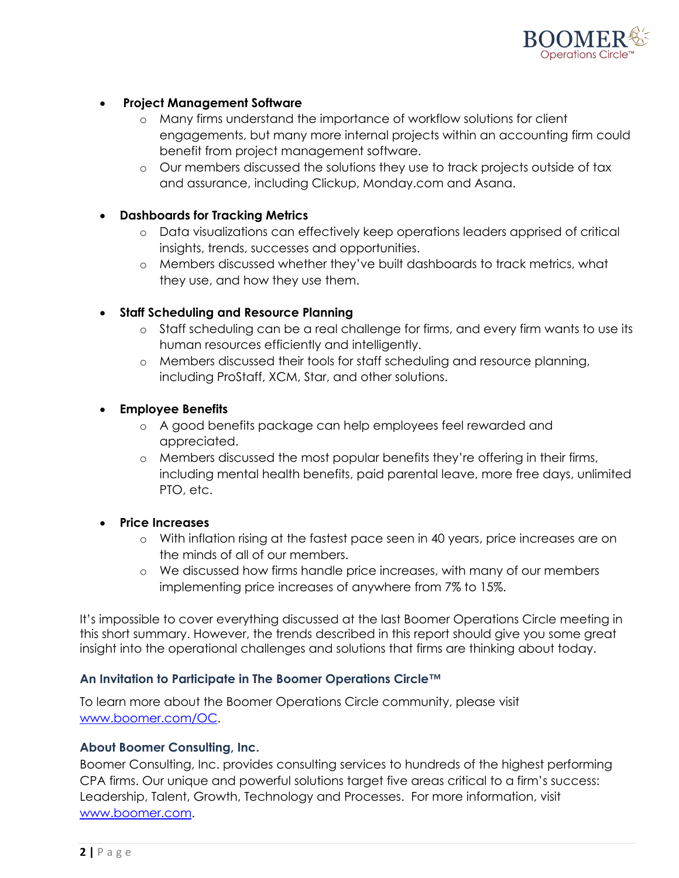- **Project Management Software**
  - Many firms understand the importance of workflow solutions for client engagements, but many more internal projects within an accounting firm could benefit from project management software.
  - Our members discussed the solutions they use to track projects outside of tax and assurance, including Clickup, Monday.com and Asana.

- **Dashboards for Tracking Metrics**
  - Data visualizations can effectively keep operations leaders apprised of critical insights, trends, successes and opportunities.
  - Members discussed whether they've built dashboards to track metrics, what they use, and how they use them.

- **Staff Scheduling and Resource Planning**
  - Staff scheduling can be a real challenge for firms, and every firm wants to use its human resources efficiently and intelligently.
  - Members discussed their tools for staff scheduling and resource planning, including ProStaff, XCM, Star, and other solutions.

- **Employee Benefits**
  - A good benefits package can help employees feel rewarded and appreciated.
  - Members discussed the most popular benefits they're offering in their firms, including mental health benefits, paid parental leave, more free days, unlimited PTO, etc.

- **Price Increases**
  - With inflation rising at the fastest pace seen in 40 years, price increases are on the minds of all of our members.
  - We discussed how firms handle price increases, with many of our members implementing price increases of anywhere from 7% to 15%.

It's impossible to cover everything discussed at the last Boomer Operations Circle meeting in this short summary. However, the trends described in this report should give you some great insight into the operational challenges and solutions that firms are thinking about today.

### An Invitation to Participate in The Boomer Operations Circle™

To learn more about the Boomer Operations Circle community, please visit www.boomer.com/OC.

### About Boomer Consulting, Inc.

Boomer Consulting, Inc. provides consulting services to hundreds of the highest performing CPA firms. Our unique and powerful solutions target five areas critical to a firm's success: Leadership, Talent, Growth, Technology and Processes. For more information, visit www.boomer.com.